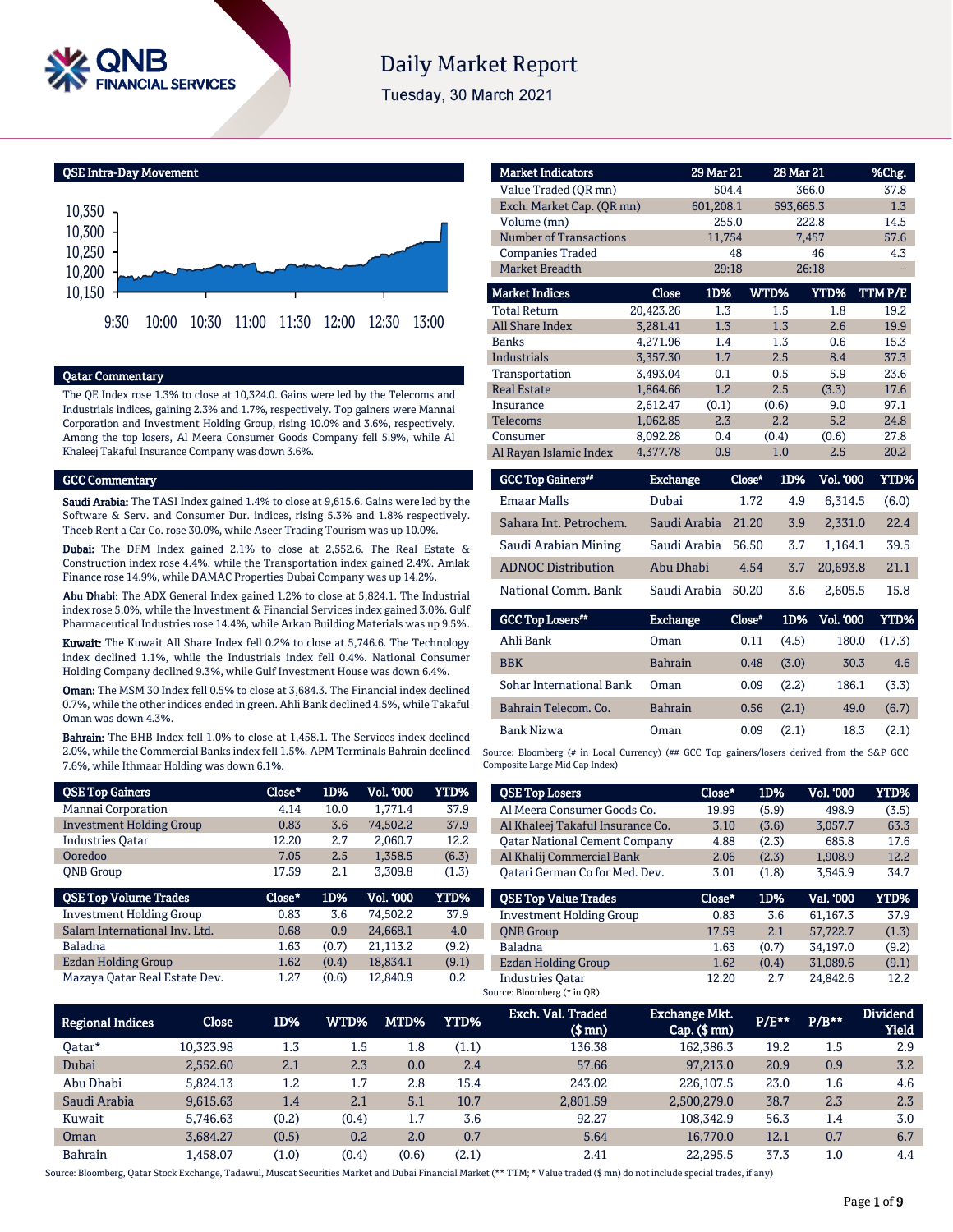# Daily Market Report

Tuesday, 30 March 2021

## QSE Intra-Day Movement

## Qatar Commentary

The QE Index rose 1.3% to close at 10,324.0. Gains were led by the Telecoms and Industrials indices, gaining 2.3% and 1.7%, respectively. Top gainers were Mannai Corporation and Investment Holding Group, rising 10.0% and 3.6%, respectively. Among the top losers, Al Meera Consumer Goods Company fell 5.9%, while Al Khaleej Takaful Insurance Company was down 3.6%.

## GCC Commentary

**Saudi Arabia:** The TASI Index gained 1.4% to close at 9,615.6. Gains were led by the Software & Serv. and Consumer Dur. indices, rising 5.3% and 1.8% respectively. Theeb Rent a Car Co. rose 30.0%, while Aseer Trading Tourism was up 10.0%.

**Dubai:** The DFM Index gained 2.1% to close at 2,552.6. The Real Estate & Construction index rose 4.4%, while the Transportation index gained 2.4%. Amlak Finance rose 14.9%, while DAMAC Properties Dubai Company was up 14.2%.

**Abu Dhabi:** The ADX General Index gained 1.2% to close at 5,824.1. The Industrial index rose 5.0%, while the Investment & Financial Services index gained 3.0%. Gulf Pharmaceutical Industries rose 14.4%, while Arkan Building Materials was up 9.5%.

**Kuwait:** The Kuwait All Share Index fell 0.2% to close at 5,746.6. The Technology index declined 1.1%, while the Industrials index fell 0.4%. National Consumer Holding Company declined 9.3%, while Gulf Investment House was down 6.4%.

**Oman:** The MSM 30 Index fell 0.5% to close at 3,684.3. The Financial index declined 0.7%, while the other indices ended in green. Ahli Bank declined 4.5%, while Takaful Oman was down 4.3%.

**Bahrain:** The BHB Index fell 1.0% to close at 1,458.1. The Services index declined 2.0%, while the Commercial Banks index fell 1.5%. APM Terminals Bahrain declined 7.6%, while Ithmaar Holding was down 6.1%.

| Market Indicators | 29 Mar 21 | 28 Mar 21 | %Chg. |
|---|---|---|---|
| Value Traded (QR mn) | 504.4 | 366.0 | 37.8 |
| Exch. Market Cap. (QR mn) | 601,208.1 | 593,665.3 | 1.3 |
| Volume (mn) | 255.0 | 222.8 | 14.5 |
| Number of Transactions | 11,754 | 7,457 | 57.6 |
| Companies Traded | 48 | 46 | 4.3 |
| Market Breadth | 29:18 | 26:18 | – |

| Market Indices | Close | 1D% | WTD% | YTD% | TTM P/E |
|---|---|---|---|---|---|
| Total Return | 20,423.26 | 1.3 | 1.5 | 1.8 | 19.2 |
| All Share Index | 3,281.41 | 1.3 | 1.3 | 2.6 | 19.9 |
| Banks | 4,271.96 | 1.4 | 1.3 | 0.6 | 15.3 |
| Industrials | 3,357.30 | 1.7 | 2.5 | 8.4 | 37.3 |
| Transportation | 3,493.04 | 0.1 | 0.5 | 5.9 | 23.6 |
| Real Estate | 1,864.66 | 1.2 | 2.5 | (3.3) | 17.6 |
| Insurance | 2,612.47 | (0.1) | (0.6) | 9.0 | 97.1 |
| Telecoms | 1,062.85 | 2.3 | 2.2 | 5.2 | 24.8 |
| Consumer | 8,092.28 | 0.4 | (0.4) | (0.6) | 27.8 |
| Al Rayan Islamic Index | 4,377.78 | 0.9 | 1.0 | 2.5 | 20.2 |

| GCC Top Gainers## | Exchange | Close# | 1D% | Vol. '000 | YTD% |
|---|---|---|---|---|---|
| Emaar Malls | Dubai | 1.72 | 4.9 | 6,314.5 | (6.0) |
| Sahara Int. Petrochem. | Saudi Arabia | 21.20 | 3.9 | 2,331.0 | 22.4 |
| Saudi Arabian Mining | Saudi Arabia | 56.50 | 3.7 | 1,164.1 | 39.5 |
| ADNOC Distribution | Abu Dhabi | 4.54 | 3.7 | 20,693.8 | 21.1 |
| National Comm. Bank | Saudi Arabia | 50.20 | 3.6 | 2,605.5 | 15.8 |

| GCC Top Losers## | Exchange | Close# | 1D% | Vol. '000 | YTD% |
|---|---|---|---|---|---|
| Ahli Bank | Oman | 0.11 | (4.5) | 180.0 | (17.3) |
| BBK | Bahrain | 0.48 | (3.0) | 30.3 | 4.6 |
| Sohar International Bank | Oman | 0.09 | (2.2) | 186.1 | (3.3) |
| Bahrain Telecom. Co. | Bahrain | 0.56 | (2.1) | 49.0 | (6.7) |
| Bank Nizwa | Oman | 0.09 | (2.1) | 18.3 | (2.1) |

Source: Bloomberg (# in Local Currency) (## GCC Top gainers/losers derived from the S&P GCC Composite Large Mid Cap Index)

| QSE Top Gainers | Close* | 1D% | Vol. '000 | YTD% |
|---|---|---|---|---|
| Mannai Corporation | 4.14 | 10.0 | 1,771.4 | 37.9 |
| Investment Holding Group | 0.83 | 3.6 | 74,502.2 | 37.9 |
| Industries Qatar | 12.20 | 2.7 | 2,060.7 | 12.2 |
| Ooredoo | 7.05 | 2.5 | 1,358.5 | (6.3) |
| QNB Group | 17.59 | 2.1 | 3,309.8 | (1.3) |

| QSE Top Losers | Close* | 1D% | Vol. '000 | YTD% |
|---|---|---|---|---|
| Al Meera Consumer Goods Co. | 19.99 | (5.9) | 498.9 | (3.5) |
| Al Khaleej Takaful Insurance Co. | 3.10 | (3.6) | 3,057.7 | 63.3 |
| Qatar National Cement Company | 4.88 | (2.3) | 685.8 | 17.6 |
| Al Khalij Commercial Bank | 2.06 | (2.3) | 1,908.9 | 12.2 |
| Qatari German Co for Med. Dev. | 3.01 | (1.8) | 3,545.9 | 34.7 |

| QSE Top Volume Trades | Close* | 1D% | Vol. '000 | YTD% |
|---|---|---|---|---|
| Investment Holding Group | 0.83 | 3.6 | 74,502.2 | 37.9 |
| Salam International Inv. Ltd. | 0.68 | 0.9 | 24,668.1 | 4.0 |
| Baladna | 1.63 | (0.7) | 21,113.2 | (9.2) |
| Ezdan Holding Group | 1.62 | (0.4) | 18,834.1 | (9.1) |
| Mazaya Qatar Real Estate Dev. | 1.27 | (0.6) | 12,840.9 | 0.2 |

| QSE Top Value Trades | Close* | 1D% | Val. '000 | YTD% |
|---|---|---|---|---|
| Investment Holding Group | 0.83 | 3.6 | 61,167.3 | 37.9 |
| QNB Group | 17.59 | 2.1 | 57,722.7 | (1.3) |
| Baladna | 1.63 | (0.7) | 34,197.0 | (9.2) |
| Ezdan Holding Group | 1.62 | (0.4) | 31,089.6 | (9.1) |
| Industries Qatar | 12.20 | 2.7 | 24,842.6 | 12.2 |

Source: Bloomberg (* in QR)

| Regional Indices | Close | 1D% | WTD% | MTD% | YTD% | Exch. Val. Traded ($ mn) | Exchange Mkt. Cap. ($ mn) | P/E** | P/B** | Dividend Yield |
|---|---|---|---|---|---|---|---|---|---|---|
| Qatar* | 10,323.98 | 1.3 | 1.5 | 1.8 | (1.1) | 136.38 | 162,386.3 | 19.2 | 1.5 | 2.9 |
| Dubai | 2,552.60 | 2.1 | 2.3 | 0.0 | 2.4 | 57.66 | 97,213.0 | 20.9 | 0.9 | 3.2 |
| Abu Dhabi | 5,824.13 | 1.2 | 1.7 | 2.8 | 15.4 | 243.02 | 226,107.5 | 23.0 | 1.6 | 4.6 |
| Saudi Arabia | 9,615.63 | 1.4 | 2.1 | 5.1 | 10.7 | 2,801.59 | 2,500,279.0 | 38.7 | 2.3 | 2.3 |
| Kuwait | 5,746.63 | (0.2) | (0.4) | 1.7 | 3.6 | 92.27 | 108,342.9 | 56.3 | 1.4 | 3.0 |
| Oman | 3,684.27 | (0.5) | 0.2 | 2.0 | 0.7 | 5.64 | 16,770.0 | 12.1 | 0.7 | 6.7 |
| Bahrain | 1,458.07 | (1.0) | (0.4) | (0.6) | (2.1) | 2.41 | 22,295.5 | 37.3 | 1.0 | 4.4 |

Source: Bloomberg, Qatar Stock Exchange, Tadawul, Muscat Securities Market and Dubai Financial Market (** TTM; * Value traded ($ mn) do not include special trades, if any)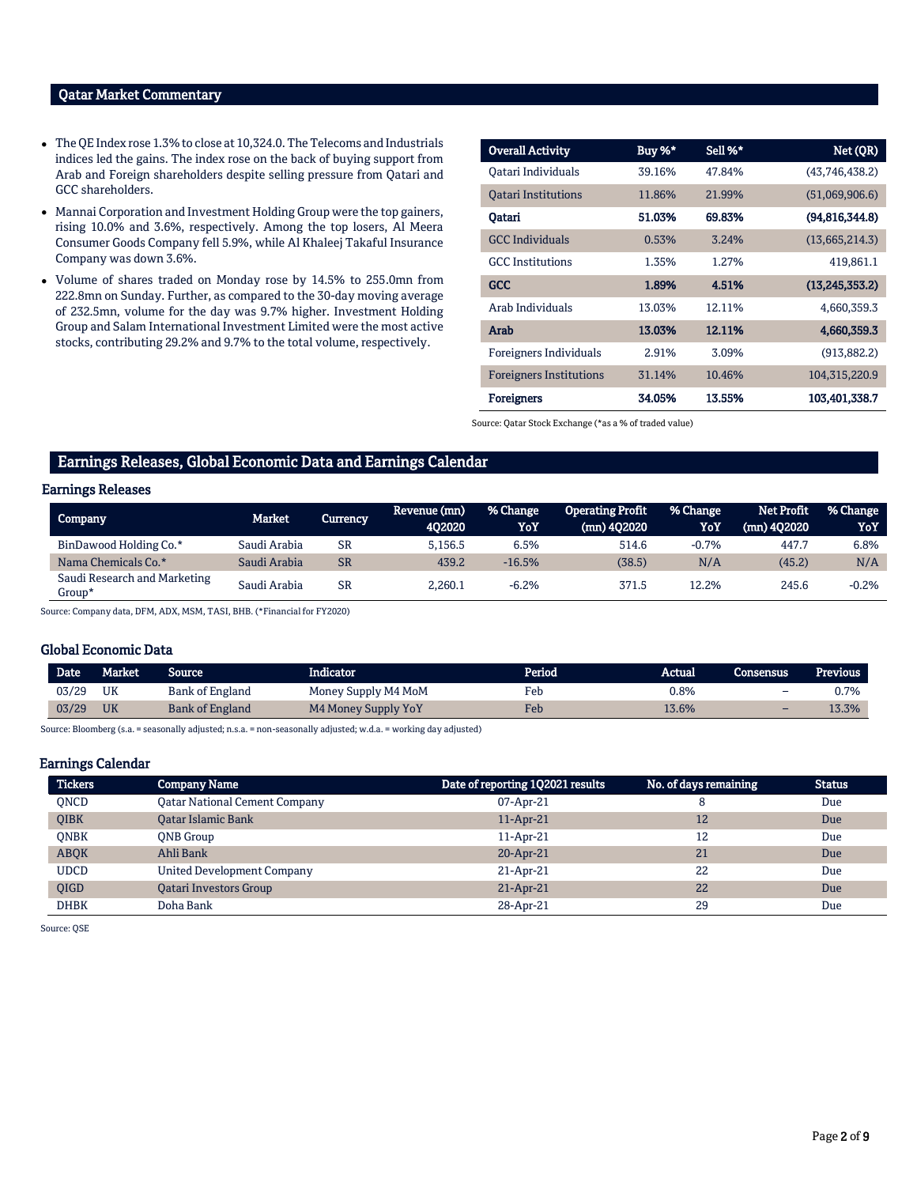## Qatar Market Commentary

- The QE Index rose 1.3% to close at 10,324.0. The Telecoms and Industrials indices led the gains. The index rose on the back of buying support from Arab and Foreign shareholders despite selling pressure from Qatari and GCC shareholders.
- Mannai Corporation and Investment Holding Group were the top gainers, rising 10.0% and 3.6%, respectively. Among the top losers, Al Meera Consumer Goods Company fell 5.9%, while Al Khaleej Takaful Insurance Company was down 3.6%.
- Volume of shares traded on Monday rose by 14.5% to 255.0mn from 222.8mn on Sunday. Further, as compared to the 30-day moving average of 232.5mn, volume for the day was 9.7% higher. Investment Holding Group and Salam International Investment Limited were the most active stocks, contributing 29.2% and 9.7% to the total volume, respectively.

| Overall Activity | Buy %* | Sell %* | Net (QR) |
|---|---|---|---|
| Qatari Individuals | 39.16% | 47.84% | (43,746,438.2) |
| Qatari Institutions | 11.86% | 21.99% | (51,069,906.6) |
| **Qatari** | **51.03%** | **69.83%** | **(94,816,344.8)** |
| GCC Individuals | 0.53% | 3.24% | (13,665,214.3) |
| GCC Institutions | 1.35% | 1.27% | 419,861.1 |
| **GCC** | **1.89%** | **4.51%** | **(13,245,353.2)** |
| Arab Individuals | 13.03% | 12.11% | 4,660,359.3 |
| **Arab** | **13.03%** | **12.11%** | **4,660,359.3** |
| Foreigners Individuals | 2.91% | 3.09% | (913,882.2) |
| Foreigners Institutions | 31.14% | 10.46% | 104,315,220.9 |
| **Foreigners** | **34.05%** | **13.55%** | **103,401,338.7** |

Source: Qatar Stock Exchange (*as a % of traded value)

## Earnings Releases, Global Economic Data and Earnings Calendar

### Earnings Releases

| Company | Market | Currency | Revenue (mn) 4Q2020 | % Change YoY | Operating Profit (mn) 4Q2020 | % Change YoY | Net Profit (mn) 4Q2020 | % Change YoY |
|---|---|---|---|---|---|---|---|---|
| BinDawood Holding Co.* | Saudi Arabia | SR | 5,156.5 | 6.5% | 514.6 | -0.7% | 447.7 | 6.8% |
| Nama Chemicals Co.* | Saudi Arabia | SR | 439.2 | -16.5% | (38.5) | N/A | (45.2) | N/A |
| Saudi Research and Marketing Group* | Saudi Arabia | SR | 2,260.1 | -6.2% | 371.5 | 12.2% | 245.6 | -0.2% |

Source: Company data, DFM, ADX, MSM, TASI, BHB. (*Financial for FY2020)

### Global Economic Data

| Date | Market | Source | Indicator | Period | Actual | Consensus | Previous |
|---|---|---|---|---|---|---|---|
| 03/29 | UK | Bank of England | Money Supply M4 MoM | Feb | 0.8% | – | 0.7% |
| 03/29 | UK | Bank of England | M4 Money Supply YoY | Feb | 13.6% | – | 13.3% |

Source: Bloomberg (s.a. = seasonally adjusted; n.s.a. = non-seasonally adjusted; w.d.a. = working day adjusted)

### Earnings Calendar

| Tickers | Company Name | Date of reporting 1Q2021 results | No. of days remaining | Status |
|---|---|---|---|---|
| QNCD | Qatar National Cement Company | 07-Apr-21 | 8 | Due |
| QIBK | Qatar Islamic Bank | 11-Apr-21 | 12 | Due |
| QNBK | QNB Group | 11-Apr-21 | 12 | Due |
| ABQK | Ahli Bank | 20-Apr-21 | 21 | Due |
| UDCD | United Development Company | 21-Apr-21 | 22 | Due |
| QIGD | Qatari Investors Group | 21-Apr-21 | 22 | Due |
| DHBK | Doha Bank | 28-Apr-21 | 29 | Due |

Source: QSE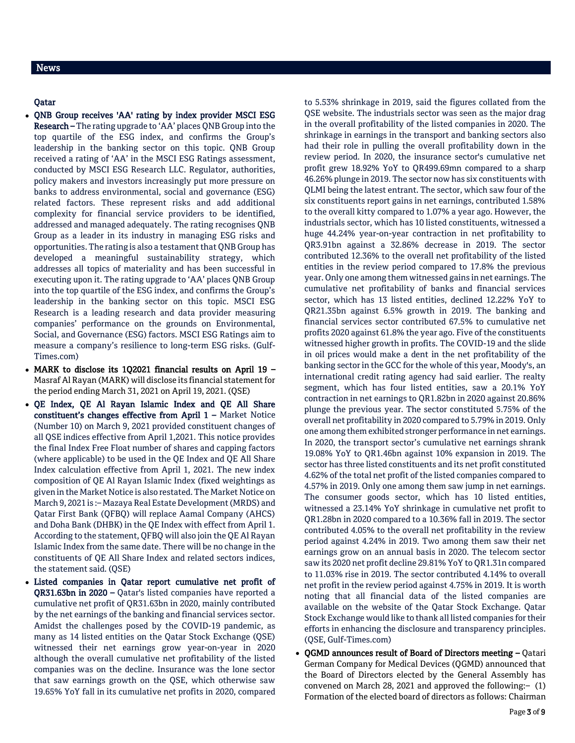## News

### Qatar

- **QNB Group receives 'AA' rating by index provider MSCI ESG Research –** The rating upgrade to 'AA' places QNB Group into the top quartile of the ESG index, and confirms the Group's leadership in the banking sector on this topic. QNB Group received a rating of 'AA' in the MSCI ESG Ratings assessment, conducted by MSCI ESG Research LLC. Regulator, authorities, policy makers and investors increasingly put more pressure on banks to address environmental, social and governance (ESG) related factors. These represent risks and add additional complexity for financial service providers to be identified, addressed and managed adequately. The rating recognises QNB Group as a leader in its industry in managing ESG risks and opportunities. The rating is also a testament that QNB Group has developed a meaningful sustainability strategy, which addresses all topics of materiality and has been successful in executing upon it. The rating upgrade to 'AA' places QNB Group into the top quartile of the ESG index, and confirms the Group's leadership in the banking sector on this topic. MSCI ESG Research is a leading research and data provider measuring companies' performance on the grounds on Environmental, Social, and Governance (ESG) factors. MSCI ESG Ratings aim to measure a company's resilience to long-term ESG risks. (Gulf-Times.com)
- **MARK to disclose its 1Q2021 financial results on April 19 –** Masraf Al Rayan (MARK) will disclose its financial statement for the period ending March 31, 2021 on April 19, 2021. (QSE)
- **QE Index, QE Al Rayan Islamic Index and QE All Share constituent's changes effective from April 1 –** Market Notice (Number 10) on March 9, 2021 provided constituent changes of all QSE indices effective from April 1,2021. This notice provides the final Index Free Float number of shares and capping factors (where applicable) to be used in the QE Index and QE All Share Index calculation effective from April 1, 2021. The new index composition of QE Al Rayan Islamic Index (fixed weightings as given in the Market Notice is also restated. The Market Notice on March 9, 2021 is :– Mazaya Real Estate Development (MRDS) and Qatar First Bank (QFBQ) will replace Aamal Company (AHCS) and Doha Bank (DHBK) in the QE Index with effect from April 1. According to the statement, QFBQ will also join the QE Al Rayan Islamic Index from the same date. There will be no change in the constituents of QE All Share Index and related sectors indices, the statement said. (QSE)
- **Listed companies in Qatar report cumulative net profit of QR31.63bn in 2020 –** Qatar's listed companies have reported a cumulative net profit of QR31.63bn in 2020, mainly contributed by the net earnings of the banking and financial services sector. Amidst the challenges posed by the COVID-19 pandemic, as many as 14 listed entities on the Qatar Stock Exchange (QSE) witnessed their net earnings grow year-on-year in 2020 although the overall cumulative net profitability of the listed companies was on the decline. Insurance was the lone sector that saw earnings growth on the QSE, which otherwise saw 19.65% YoY fall in its cumulative net profits in 2020, compared to 5.53% shrinkage in 2019, said the figures collated from the QSE website. The industrials sector was seen as the major drag in the overall profitability of the listed companies in 2020. The shrinkage in earnings in the transport and banking sectors also had their role in pulling the overall profitability down in the review period. In 2020, the insurance sector's cumulative net profit grew 18.92% YoY to QR499.69mn compared to a sharp 46.26% plunge in 2019. The sector now has six constituents with QLMI being the latest entrant. The sector, which saw four of the six constituents report gains in net earnings, contributed 1.58% to the overall kitty compared to 1.07% a year ago. However, the industrials sector, which has 10 listed constituents, witnessed a huge 44.24% year-on-year contraction in net profitability to QR3.91bn against a 32.86% decrease in 2019. The sector contributed 12.36% to the overall net profitability of the listed entities in the review period compared to 17.8% the previous year. Only one among them witnessed gains in net earnings. The cumulative net profitability of banks and financial services sector, which has 13 listed entities, declined 12.22% YoY to QR21.35bn against 6.5% growth in 2019. The banking and financial services sector contributed 67.5% to cumulative net profits 2020 against 61.8% the year ago. Five of the constituents witnessed higher growth in profits. The COVID-19 and the slide in oil prices would make a dent in the net profitability of the banking sector in the GCC for the whole of this year, Moody's, an international credit rating agency had said earlier. The realty segment, which has four listed entities, saw a 20.1% YoY contraction in net earnings to QR1.82bn in 2020 against 20.86% plunge the previous year. The sector constituted 5.75% of the overall net profitability in 2020 compared to 5.79% in 2019. Only one among them exhibited stronger performance in net earnings. In 2020, the transport sector's cumulative net earnings shrank 19.08% YoY to QR1.46bn against 10% expansion in 2019. The sector has three listed constituents and its net profit constituted 4.62% of the total net profit of the listed companies compared to 4.57% in 2019. Only one among them saw jump in net earnings. The consumer goods sector, which has 10 listed entities, witnessed a 23.14% YoY shrinkage in cumulative net profit to QR1.28bn in 2020 compared to a 10.36% fall in 2019. The sector contributed 4.05% to the overall net profitability in the review period against 4.24% in 2019. Two among them saw their net earnings grow on an annual basis in 2020. The telecom sector saw its 2020 net profit decline 29.81% YoY to QR1.31n compared to 11.03% rise in 2019. The sector contributed 4.14% to overall net profit in the review period against 4.75% in 2019. It is worth noting that all financial data of the listed companies are available on the website of the Qatar Stock Exchange. Qatar Stock Exchange would like to thank all listed companies for their efforts in enhancing the disclosure and transparency principles. (QSE, Gulf-Times.com)
- **QGMD announces result of Board of Directors meeting –** Qatari German Company for Medical Devices (QGMD) announced that the Board of Directors elected by the General Assembly has convened on March 28, 2021 and approved the following:– (1) Formation of the elected board of directors as follows: Chairman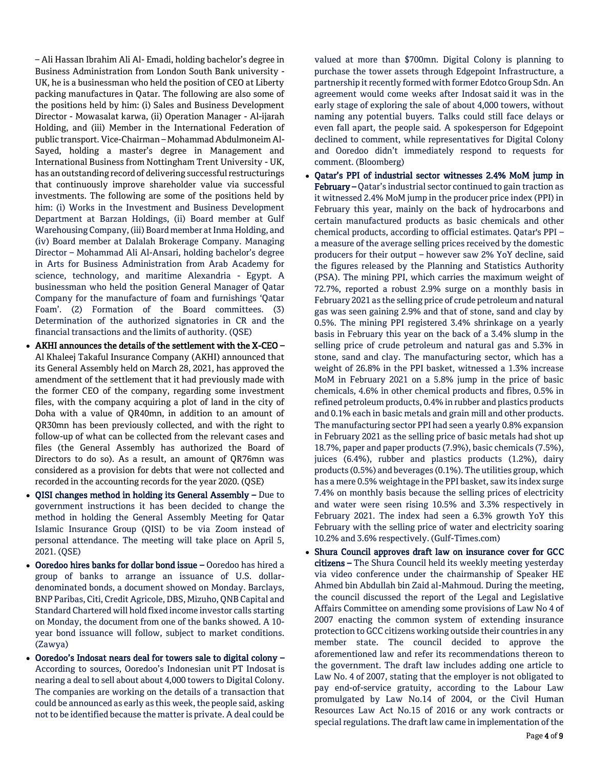– Ali Hassan Ibrahim Ali Al- Emadi, holding bachelor's degree in Business Administration from London South Bank university - UK, he is a businessman who held the position of CEO at Liberty packing manufactures in Qatar. The following are also some of the positions held by him: (i) Sales and Business Development Director - Mowasalat karwa, (ii) Operation Manager - Al-ijarah Holding, and (iii) Member in the International Federation of public transport. Vice-Chairman – Mohammad Abdulmoneim Al-Sayed, holding a master's degree in Management and International Business from Nottingham Trent University - UK, has an outstanding record of delivering successful restructurings that continuously improve shareholder value via successful investments. The following are some of the positions held by him: (i) Works in the Investment and Business Development Department at Barzan Holdings, (ii) Board member at Gulf Warehousing Company, (iii) Board member at Inma Holding, and (iv) Board member at Dalalah Brokerage Company. Managing Director – Mohammad Ali Al-Ansari, holding bachelor's degree in Arts for Business Administration from Arab Academy for science, technology, and maritime Alexandria - Egypt. A businessman who held the position General Manager of Qatar Company for the manufacture of foam and furnishings 'Qatar Foam'. (2) Formation of the Board committees. (3) Determination of the authorized signatories in CR and the financial transactions and the limits of authority. (QSE)

- **AKHI announces the details of the settlement with the X-CEO –** Al Khaleej Takaful Insurance Company (AKHI) announced that its General Assembly held on March 28, 2021, has approved the amendment of the settlement that it had previously made with the former CEO of the company, regarding some investment files, with the company acquiring a plot of land in the city of Doha with a value of QR40mn, in addition to an amount of QR30mn has been previously collected, and with the right to follow-up of what can be collected from the relevant cases and files (the General Assembly has authorized the Board of Directors to do so). As a result, an amount of QR76mn was considered as a provision for debts that were not collected and recorded in the accounting records for the year 2020. (QSE)
- **QISI changes method in holding its General Assembly –** Due to government instructions it has been decided to change the method in holding the General Assembly Meeting for Qatar Islamic Insurance Group (QISI) to be via Zoom instead of personal attendance. The meeting will take place on April 5, 2021. (QSE)
- **Ooredoo hires banks for dollar bond issue –** Ooredoo has hired a group of banks to arrange an issuance of U.S. dollar-denominated bonds, a document showed on Monday. Barclays, BNP Paribas, Citi, Credit Agricole, DBS, Mizuho, QNB Capital and Standard Chartered will hold fixed income investor calls starting on Monday, the document from one of the banks showed. A 10-year bond issuance will follow, subject to market conditions. (Zawya)
- **Ooredoo's Indosat nears deal for towers sale to digital colony –** According to sources, Ooredoo's Indonesian unit PT Indosat is nearing a deal to sell about about 4,000 towers to Digital Colony. The companies are working on the details of a transaction that could be announced as early as this week, the people said, asking not to be identified because the matter is private. A deal could be valued at more than $700mn. Digital Colony is planning to purchase the tower assets through Edgepoint Infrastructure, a partnership it recently formed with former Edotco Group Sdn. An agreement would come weeks after Indosat said it was in the early stage of exploring the sale of about 4,000 towers, without naming any potential buyers. Talks could still face delays or even fall apart, the people said. A spokesperson for Edgepoint declined to comment, while representatives for Digital Colony and Ooredoo didn't immediately respond to requests for comment. (Bloomberg)
- **Qatar's PPI of industrial sector witnesses 2.4% MoM jump in February –** Qatar's industrial sector continued to gain traction as it witnessed 2.4% MoM jump in the producer price index (PPI) in February this year, mainly on the back of hydrocarbons and certain manufactured products as basic chemicals and other chemical products, according to official estimates. Qatar's PPI – a measure of the average selling prices received by the domestic producers for their output – however saw 2% YoY decline, said the figures released by the Planning and Statistics Authority (PSA). The mining PPI, which carries the maximum weight of 72.7%, reported a robust 2.9% surge on a monthly basis in February 2021 as the selling price of crude petroleum and natural gas was seen gaining 2.9% and that of stone, sand and clay by 0.5%. The mining PPI registered 3.4% shrinkage on a yearly basis in February this year on the back of a 3.4% slump in the selling price of crude petroleum and natural gas and 5.3% in stone, sand and clay. The manufacturing sector, which has a weight of 26.8% in the PPI basket, witnessed a 1.3% increase MoM in February 2021 on a 5.8% jump in the price of basic chemicals, 4.6% in other chemical products and fibres, 0.5% in refined petroleum products, 0.4% in rubber and plastics products and 0.1% each in basic metals and grain mill and other products. The manufacturing sector PPI had seen a yearly 0.8% expansion in February 2021 as the selling price of basic metals had shot up 18.7%, paper and paper products (7.9%), basic chemicals (7.5%), juices (6.4%), rubber and plastics products (1.2%), dairy products (0.5%) and beverages (0.1%). The utilities group, which has a mere 0.5% weightage in the PPI basket, saw its index surge 7.4% on monthly basis because the selling prices of electricity and water were seen rising 10.5% and 3.3% respectively in February 2021. The index had seen a 6.3% growth YoY this February with the selling price of water and electricity soaring 10.2% and 3.6% respectively. (Gulf-Times.com)
- **Shura Council approves draft law on insurance cover for GCC citizens –** The Shura Council held its weekly meeting yesterday via video conference under the chairmanship of Speaker HE Ahmed bin Abdullah bin Zaid al-Mahmoud. During the meeting, the council discussed the report of the Legal and Legislative Affairs Committee on amending some provisions of Law No 4 of 2007 enacting the common system of extending insurance protection to GCC citizens working outside their countries in any member state. The council decided to approve the aforementioned law and refer its recommendations thereon to the government. The draft law includes adding one article to Law No. 4 of 2007, stating that the employer is not obligated to pay end-of-service gratuity, according to the Labour Law promulgated by Law No.14 of 2004, or the Civil Human Resources Law Act No.15 of 2016 or any work contracts or special regulations. The draft law came in implementation of the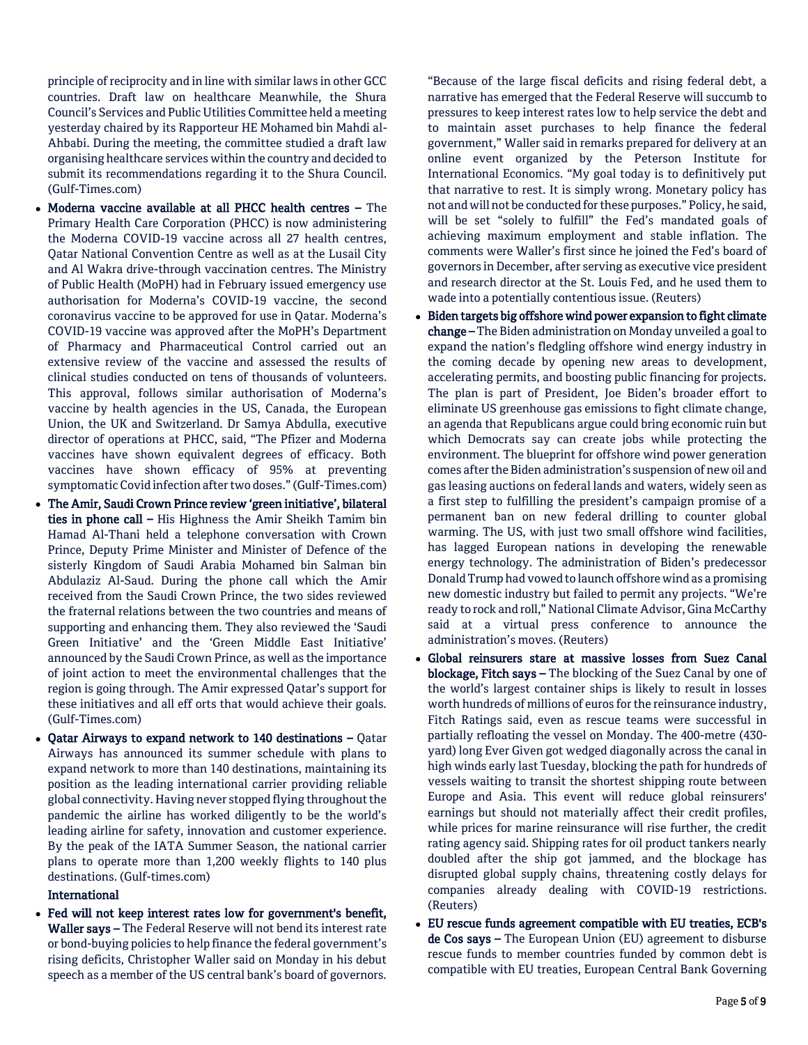principle of reciprocity and in line with similar laws in other GCC countries. Draft law on healthcare Meanwhile, the Shura Council's Services and Public Utilities Committee held a meeting yesterday chaired by its Rapporteur HE Mohamed bin Mahdi al-Ahbabi. During the meeting, the committee studied a draft law organising healthcare services within the country and decided to submit its recommendations regarding it to the Shura Council. (Gulf-Times.com)

- **Moderna vaccine available at all PHCC health centres –** The Primary Health Care Corporation (PHCC) is now administering the Moderna COVID-19 vaccine across all 27 health centres, Qatar National Convention Centre as well as at the Lusail City and Al Wakra drive-through vaccination centres. The Ministry of Public Health (MoPH) had in February issued emergency use authorisation for Moderna's COVID-19 vaccine, the second coronavirus vaccine to be approved for use in Qatar. Moderna's COVID-19 vaccine was approved after the MoPH's Department of Pharmacy and Pharmaceutical Control carried out an extensive review of the vaccine and assessed the results of clinical studies conducted on tens of thousands of volunteers. This approval, follows similar authorisation of Moderna's vaccine by health agencies in the US, Canada, the European Union, the UK and Switzerland. Dr Samya Abdulla, executive director of operations at PHCC, said, "The Pfizer and Moderna vaccines have shown equivalent degrees of efficacy. Both vaccines have shown efficacy of 95% at preventing symptomatic Covid infection after two doses." (Gulf-Times.com)
- **The Amir, Saudi Crown Prince review 'green initiative', bilateral ties in phone call –** His Highness the Amir Sheikh Tamim bin Hamad Al-Thani held a telephone conversation with Crown Prince, Deputy Prime Minister and Minister of Defence of the sisterly Kingdom of Saudi Arabia Mohamed bin Salman bin Abdulaziz Al-Saud. During the phone call which the Amir received from the Saudi Crown Prince, the two sides reviewed the fraternal relations between the two countries and means of supporting and enhancing them. They also reviewed the 'Saudi Green Initiative' and the 'Green Middle East Initiative' announced by the Saudi Crown Prince, as well as the importance of joint action to meet the environmental challenges that the region is going through. The Amir expressed Qatar's support for these initiatives and all eff orts that would achieve their goals. (Gulf-Times.com)
- **Qatar Airways to expand network to 140 destinations –** Qatar Airways has announced its summer schedule with plans to expand network to more than 140 destinations, maintaining its position as the leading international carrier providing reliable global connectivity. Having never stopped flying throughout the pandemic the airline has worked diligently to be the world's leading airline for safety, innovation and customer experience. By the peak of the IATA Summer Season, the national carrier plans to operate more than 1,200 weekly flights to 140 plus destinations. (Gulf-times.com)

## International

- **Fed will not keep interest rates low for government's benefit, Waller says –** The Federal Reserve will not bend its interest rate or bond-buying policies to help finance the federal government's rising deficits, Christopher Waller said on Monday in his debut speech as a member of the US central bank's board of governors. "Because of the large fiscal deficits and rising federal debt, a narrative has emerged that the Federal Reserve will succumb to pressures to keep interest rates low to help service the debt and to maintain asset purchases to help finance the federal government," Waller said in remarks prepared for delivery at an online event organized by the Peterson Institute for International Economics. "My goal today is to definitively put that narrative to rest. It is simply wrong. Monetary policy has not and will not be conducted for these purposes." Policy, he said, will be set "solely to fulfill" the Fed's mandated goals of achieving maximum employment and stable inflation. The comments were Waller's first since he joined the Fed's board of governors in December, after serving as executive vice president and research director at the St. Louis Fed, and he used them to wade into a potentially contentious issue. (Reuters)
- **Biden targets big offshore wind power expansion to fight climate change –** The Biden administration on Monday unveiled a goal to expand the nation's fledgling offshore wind energy industry in the coming decade by opening new areas to development, accelerating permits, and boosting public financing for projects. The plan is part of President, Joe Biden's broader effort to eliminate US greenhouse gas emissions to fight climate change, an agenda that Republicans argue could bring economic ruin but which Democrats say can create jobs while protecting the environment. The blueprint for offshore wind power generation comes after the Biden administration's suspension of new oil and gas leasing auctions on federal lands and waters, widely seen as a first step to fulfilling the president's campaign promise of a permanent ban on new federal drilling to counter global warming. The US, with just two small offshore wind facilities, has lagged European nations in developing the renewable energy technology. The administration of Biden's predecessor Donald Trump had vowed to launch offshore wind as a promising new domestic industry but failed to permit any projects. "We're ready to rock and roll," National Climate Advisor, Gina McCarthy said at a virtual press conference to announce the administration's moves. (Reuters)
- **Global reinsurers stare at massive losses from Suez Canal blockage, Fitch says –** The blocking of the Suez Canal by one of the world's largest container ships is likely to result in losses worth hundreds of millions of euros for the reinsurance industry, Fitch Ratings said, even as rescue teams were successful in partially refloating the vessel on Monday. The 400-metre (430-yard) long Ever Given got wedged diagonally across the canal in high winds early last Tuesday, blocking the path for hundreds of vessels waiting to transit the shortest shipping route between Europe and Asia. This event will reduce global reinsurers' earnings but should not materially affect their credit profiles, while prices for marine reinsurance will rise further, the credit rating agency said. Shipping rates for oil product tankers nearly doubled after the ship got jammed, and the blockage has disrupted global supply chains, threatening costly delays for companies already dealing with COVID-19 restrictions. (Reuters)
- **EU rescue funds agreement compatible with EU treaties, ECB's de Cos says –** The European Union (EU) agreement to disburse rescue funds to member countries funded by common debt is compatible with EU treaties, European Central Bank Governing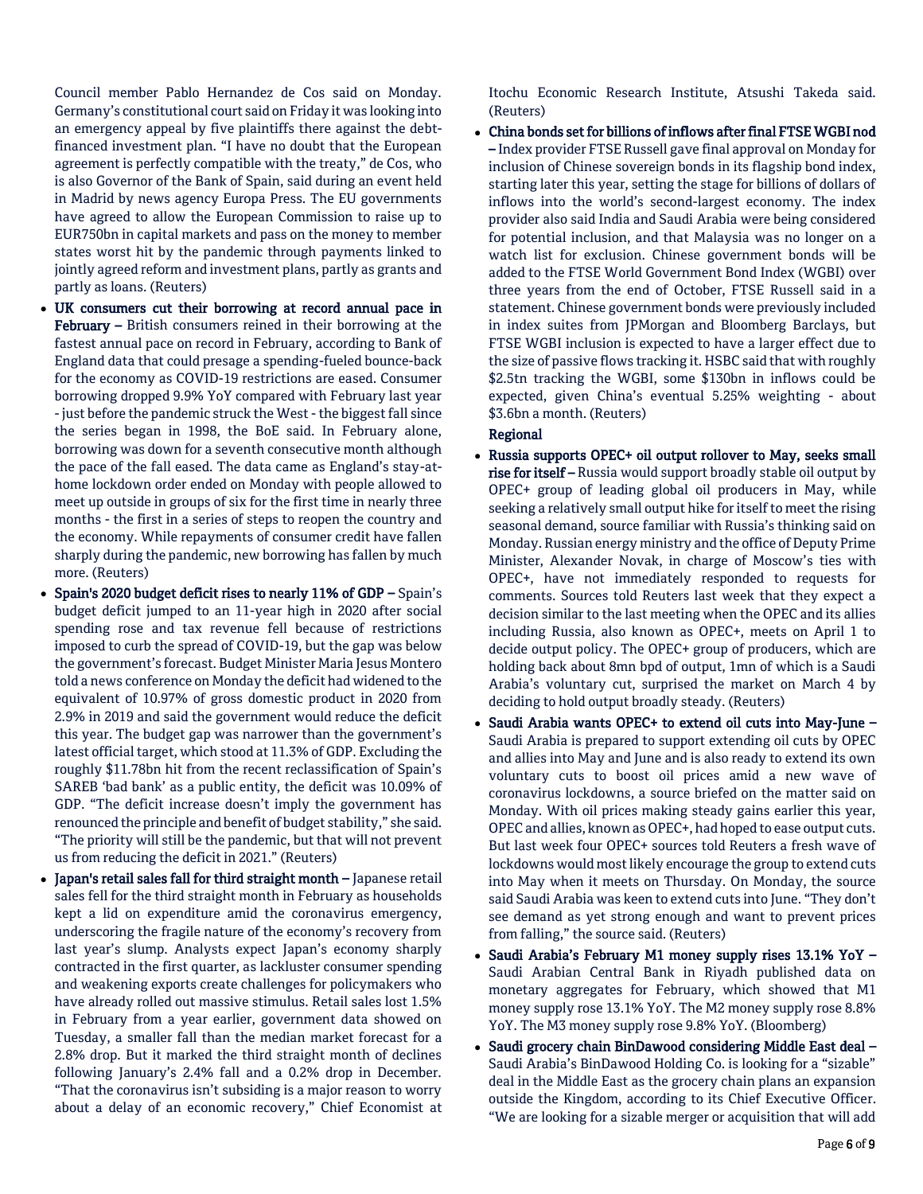Council member Pablo Hernandez de Cos said on Monday. Germany's constitutional court said on Friday it was looking into an emergency appeal by five plaintiffs there against the debt-financed investment plan. "I have no doubt that the European agreement is perfectly compatible with the treaty," de Cos, who is also Governor of the Bank of Spain, said during an event held in Madrid by news agency Europa Press. The EU governments have agreed to allow the European Commission to raise up to EUR750bn in capital markets and pass on the money to member states worst hit by the pandemic through payments linked to jointly agreed reform and investment plans, partly as grants and partly as loans. (Reuters)

- **UK consumers cut their borrowing at record annual pace in February –** British consumers reined in their borrowing at the fastest annual pace on record in February, according to Bank of England data that could presage a spending-fueled bounce-back for the economy as COVID-19 restrictions are eased. Consumer borrowing dropped 9.9% YoY compared with February last year - just before the pandemic struck the West - the biggest fall since the series began in 1998, the BoE said. In February alone, borrowing was down for a seventh consecutive month although the pace of the fall eased. The data came as England's stay-at-home lockdown order ended on Monday with people allowed to meet up outside in groups of six for the first time in nearly three months - the first in a series of steps to reopen the country and the economy. While repayments of consumer credit have fallen sharply during the pandemic, new borrowing has fallen by much more. (Reuters)
- **Spain's 2020 budget deficit rises to nearly 11% of GDP –** Spain's budget deficit jumped to an 11-year high in 2020 after social spending rose and tax revenue fell because of restrictions imposed to curb the spread of COVID-19, but the gap was below the government's forecast. Budget Minister Maria Jesus Montero told a news conference on Monday the deficit had widened to the equivalent of 10.97% of gross domestic product in 2020 from 2.9% in 2019 and said the government would reduce the deficit this year. The budget gap was narrower than the government's latest official target, which stood at 11.3% of GDP. Excluding the roughly $11.78bn hit from the recent reclassification of Spain's SAREB 'bad bank' as a public entity, the deficit was 10.09% of GDP. "The deficit increase doesn't imply the government has renounced the principle and benefit of budget stability," she said. "The priority will still be the pandemic, but that will not prevent us from reducing the deficit in 2021." (Reuters)
- **Japan's retail sales fall for third straight month –** Japanese retail sales fell for the third straight month in February as households kept a lid on expenditure amid the coronavirus emergency, underscoring the fragile nature of the economy's recovery from last year's slump. Analysts expect Japan's economy sharply contracted in the first quarter, as lackluster consumer spending and weakening exports create challenges for policymakers who have already rolled out massive stimulus. Retail sales lost 1.5% in February from a year earlier, government data showed on Tuesday, a smaller fall than the median market forecast for a 2.8% drop. But it marked the third straight month of declines following January's 2.4% fall and a 0.2% drop in December. "That the coronavirus isn't subsiding is a major reason to worry about a delay of an economic recovery," Chief Economist at Itochu Economic Research Institute, Atsushi Takeda said. (Reuters)
- **China bonds set for billions of inflows after final FTSE WGBI nod –** Index provider FTSE Russell gave final approval on Monday for inclusion of Chinese sovereign bonds in its flagship bond index, starting later this year, setting the stage for billions of dollars of inflows into the world's second-largest economy. The index provider also said India and Saudi Arabia were being considered for potential inclusion, and that Malaysia was no longer on a watch list for exclusion. Chinese government bonds will be added to the FTSE World Government Bond Index (WGBI) over three years from the end of October, FTSE Russell said in a statement. Chinese government bonds were previously included in index suites from JPMorgan and Bloomberg Barclays, but FTSE WGBI inclusion is expected to have a larger effect due to the size of passive flows tracking it. HSBC said that with roughly $2.5tn tracking the WGBI, some $130bn in inflows could be expected, given China's eventual 5.25% weighting - about $3.6bn a month. (Reuters)

**Regional**

- **Russia supports OPEC+ oil output rollover to May, seeks small rise for itself –** Russia would support broadly stable oil output by OPEC+ group of leading global oil producers in May, while seeking a relatively small output hike for itself to meet the rising seasonal demand, source familiar with Russia's thinking said on Monday. Russian energy ministry and the office of Deputy Prime Minister, Alexander Novak, in charge of Moscow's ties with OPEC+, have not immediately responded to requests for comments. Sources told Reuters last week that they expect a decision similar to the last meeting when the OPEC and its allies including Russia, also known as OPEC+, meets on April 1 to decide output policy. The OPEC+ group of producers, which are holding back about 8mn bpd of output, 1mn of which is a Saudi Arabia's voluntary cut, surprised the market on March 4 by deciding to hold output broadly steady. (Reuters)
- **Saudi Arabia wants OPEC+ to extend oil cuts into May-June –** Saudi Arabia is prepared to support extending oil cuts by OPEC and allies into May and June and is also ready to extend its own voluntary cuts to boost oil prices amid a new wave of coronavirus lockdowns, a source briefed on the matter said on Monday. With oil prices making steady gains earlier this year, OPEC and allies, known as OPEC+, had hoped to ease output cuts. But last week four OPEC+ sources told Reuters a fresh wave of lockdowns would most likely encourage the group to extend cuts into May when it meets on Thursday. On Monday, the source said Saudi Arabia was keen to extend cuts into June. "They don't see demand as yet strong enough and want to prevent prices from falling," the source said. (Reuters)
- **Saudi Arabia's February M1 money supply rises 13.1% YoY –** Saudi Arabian Central Bank in Riyadh published data on monetary aggregates for February, which showed that M1 money supply rose 13.1% YoY. The M2 money supply rose 8.8% YoY. The M3 money supply rose 9.8% YoY. (Bloomberg)
- **Saudi grocery chain BinDawood considering Middle East deal –** Saudi Arabia's BinDawood Holding Co. is looking for a "sizable" deal in the Middle East as the grocery chain plans an expansion outside the Kingdom, according to its Chief Executive Officer. "We are looking for a sizable merger or acquisition that will add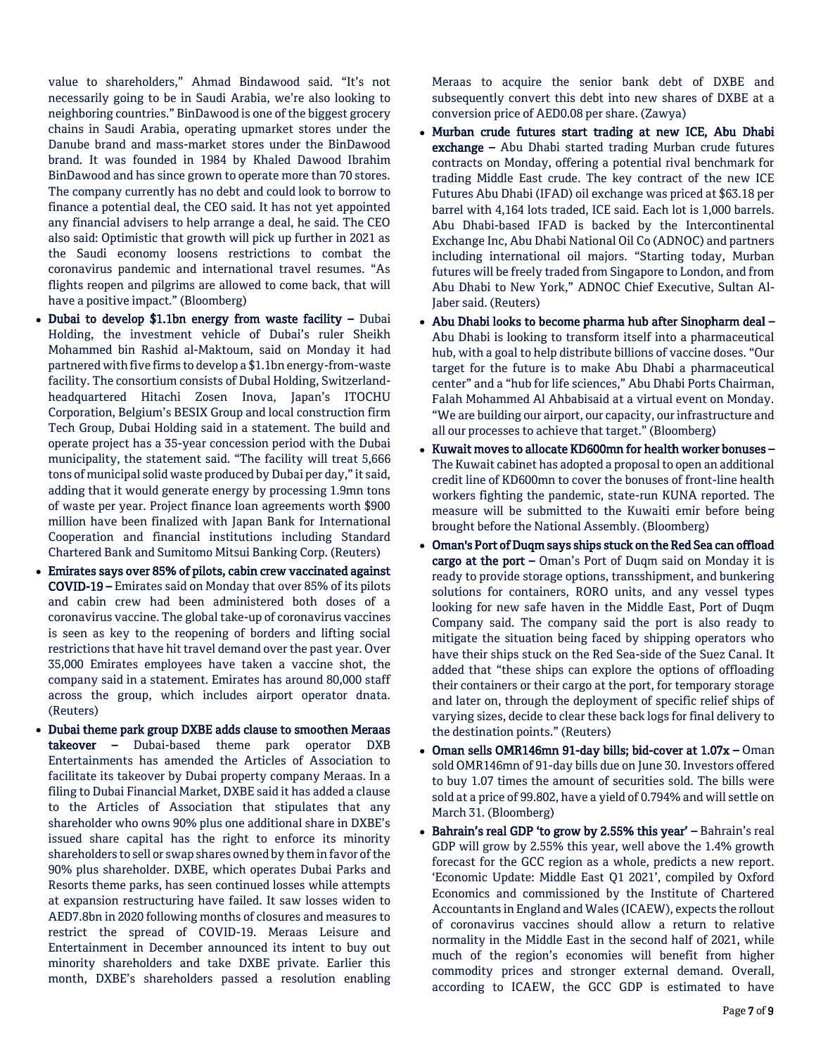value to shareholders," Ahmad Bindawood said. "It's not necessarily going to be in Saudi Arabia, we're also looking to neighboring countries." BinDawood is one of the biggest grocery chains in Saudi Arabia, operating upmarket stores under the Danube brand and mass-market stores under the BinDawood brand. It was founded in 1984 by Khaled Dawood Ibrahim BinDawood and has since grown to operate more than 70 stores. The company currently has no debt and could look to borrow to finance a potential deal, the CEO said. It has not yet appointed any financial advisers to help arrange a deal, he said. The CEO also said: Optimistic that growth will pick up further in 2021 as the Saudi economy loosens restrictions to combat the coronavirus pandemic and international travel resumes. "As flights reopen and pilgrims are allowed to come back, that will have a positive impact." (Bloomberg)

- **Dubai to develop $1.1bn energy from waste facility –** Dubai Holding, the investment vehicle of Dubai's ruler Sheikh Mohammed bin Rashid al-Maktoum, said on Monday it had partnered with five firms to develop a $1.1bn energy-from-waste facility. The consortium consists of Dubal Holding, Switzerland-headquartered Hitachi Zosen Inova, Japan's ITOCHU Corporation, Belgium's BESIX Group and local construction firm Tech Group, Dubai Holding said in a statement. The build and operate project has a 35-year concession period with the Dubai municipality, the statement said. "The facility will treat 5,666 tons of municipal solid waste produced by Dubai per day," it said, adding that it would generate energy by processing 1.9mn tons of waste per year. Project finance loan agreements worth $900 million have been finalized with Japan Bank for International Cooperation and financial institutions including Standard Chartered Bank and Sumitomo Mitsui Banking Corp. (Reuters)
- **Emirates says over 85% of pilots, cabin crew vaccinated against COVID-19 –** Emirates said on Monday that over 85% of its pilots and cabin crew had been administered both doses of a coronavirus vaccine. The global take-up of coronavirus vaccines is seen as key to the reopening of borders and lifting social restrictions that have hit travel demand over the past year. Over 35,000 Emirates employees have taken a vaccine shot, the company said in a statement. Emirates has around 80,000 staff across the group, which includes airport operator dnata. (Reuters)
- **Dubai theme park group DXBE adds clause to smoothen Meraas takeover –** Dubai-based theme park operator DXB Entertainments has amended the Articles of Association to facilitate its takeover by Dubai property company Meraas. In a filing to Dubai Financial Market, DXBE said it has added a clause to the Articles of Association that stipulates that any shareholder who owns 90% plus one additional share in DXBE's issued share capital has the right to enforce its minority shareholders to sell or swap shares owned by them in favor of the 90% plus shareholder. DXBE, which operates Dubai Parks and Resorts theme parks, has seen continued losses while attempts at expansion restructuring have failed. It saw losses widen to AED7.8bn in 2020 following months of closures and measures to restrict the spread of COVID-19. Meraas Leisure and Entertainment in December announced its intent to buy out minority shareholders and take DXBE private. Earlier this month, DXBE's shareholders passed a resolution enabling Meraas to acquire the senior bank debt of DXBE and subsequently convert this debt into new shares of DXBE at a conversion price of AED0.08 per share. (Zawya)
- **Murban crude futures start trading at new ICE, Abu Dhabi exchange –** Abu Dhabi started trading Murban crude futures contracts on Monday, offering a potential rival benchmark for trading Middle East crude. The key contract of the new ICE Futures Abu Dhabi (IFAD) oil exchange was priced at $63.18 per barrel with 4,164 lots traded, ICE said. Each lot is 1,000 barrels. Abu Dhabi-based IFAD is backed by the Intercontinental Exchange Inc, Abu Dhabi National Oil Co (ADNOC) and partners including international oil majors. "Starting today, Murban futures will be freely traded from Singapore to London, and from Abu Dhabi to New York," ADNOC Chief Executive, Sultan Al-Jaber said. (Reuters)
- **Abu Dhabi looks to become pharma hub after Sinopharm deal –** Abu Dhabi is looking to transform itself into a pharmaceutical hub, with a goal to help distribute billions of vaccine doses. "Our target for the future is to make Abu Dhabi a pharmaceutical center" and a "hub for life sciences," Abu Dhabi Ports Chairman, Falah Mohammed Al Ahbabisaid at a virtual event on Monday. "We are building our airport, our capacity, our infrastructure and all our processes to achieve that target." (Bloomberg)
- **Kuwait moves to allocate KD600mn for health worker bonuses –** The Kuwait cabinet has adopted a proposal to open an additional credit line of KD600mn to cover the bonuses of front-line health workers fighting the pandemic, state-run KUNA reported. The measure will be submitted to the Kuwaiti emir before being brought before the National Assembly. (Bloomberg)
- **Oman's Port of Duqm says ships stuck on the Red Sea can offload cargo at the port –** Oman's Port of Duqm said on Monday it is ready to provide storage options, transshipment, and bunkering solutions for containers, RORO units, and any vessel types looking for new safe haven in the Middle East, Port of Duqm Company said. The company said the port is also ready to mitigate the situation being faced by shipping operators who have their ships stuck on the Red Sea-side of the Suez Canal. It added that "these ships can explore the options of offloading their containers or their cargo at the port, for temporary storage and later on, through the deployment of specific relief ships of varying sizes, decide to clear these back logs for final delivery to the destination points." (Reuters)
- **Oman sells OMR146mn 91-day bills; bid-cover at 1.07x –** Oman sold OMR146mn of 91-day bills due on June 30. Investors offered to buy 1.07 times the amount of securities sold. The bills were sold at a price of 99.802, have a yield of 0.794% and will settle on March 31. (Bloomberg)
- **Bahrain's real GDP 'to grow by 2.55% this year' –** Bahrain's real GDP will grow by 2.55% this year, well above the 1.4% growth forecast for the GCC region as a whole, predicts a new report. 'Economic Update: Middle East Q1 2021', compiled by Oxford Economics and commissioned by the Institute of Chartered Accountants in England and Wales (ICAEW), expects the rollout of coronavirus vaccines should allow a return to relative normality in the Middle East in the second half of 2021, while much of the region's economies will benefit from higher commodity prices and stronger external demand. Overall, according to ICAEW, the GCC GDP is estimated to have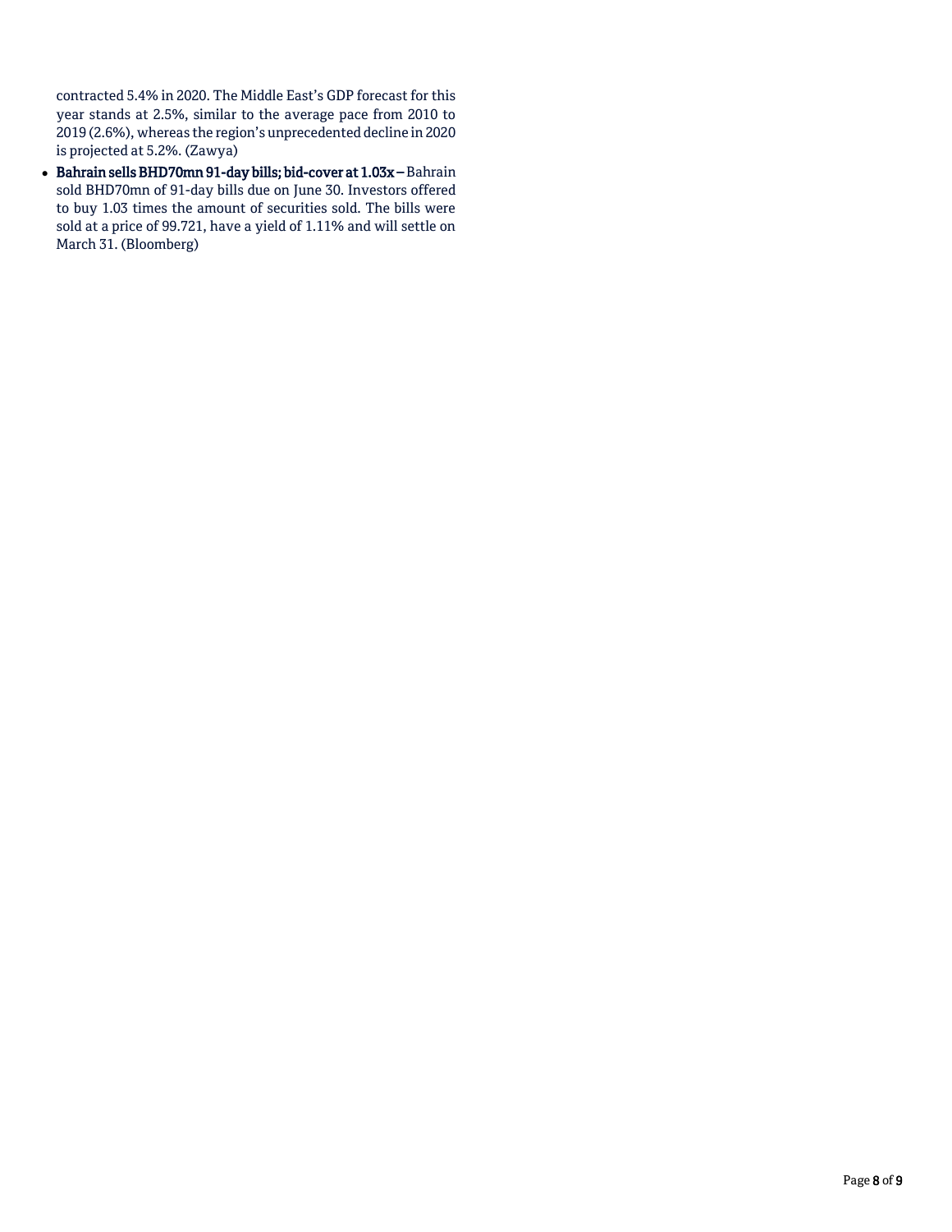contracted 5.4% in 2020. The Middle East's GDP forecast for this year stands at 2.5%, similar to the average pace from 2010 to 2019 (2.6%), whereas the region's unprecedented decline in 2020 is projected at 5.2%. (Zawya)

- **Bahrain sells BHD70mn 91-day bills; bid-cover at 1.03x –** Bahrain sold BHD70mn of 91-day bills due on June 30. Investors offered to buy 1.03 times the amount of securities sold. The bills were sold at a price of 99.721, have a yield of 1.11% and will settle on March 31. (Bloomberg)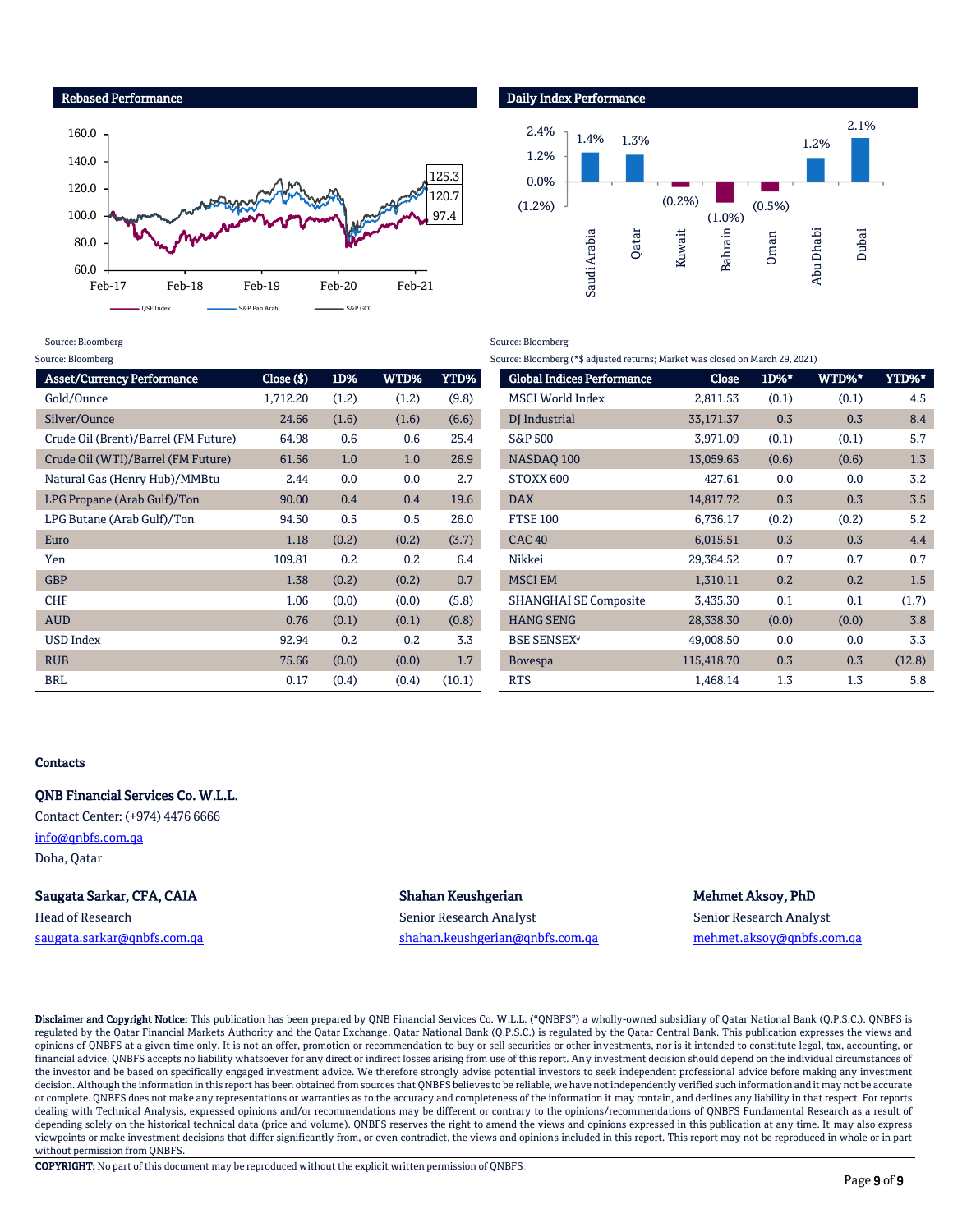## Rebased Performance

160.0
140.0
120.0
100.0
80.0
60.0

Feb-17
Feb-18
Feb-19
Feb-20
Feb-21

125.3
120.7
97.4

QSE Index
S&P Pan Arab
S&P GCC

Source: Bloomberg

## Daily Index Performance

2.4%
1.2%
0.0%
(1.2%)

1.4%
1.3%
(0.2%)
(1.0%)
(0.5%)
1.2%
2.1%

Saudi Arabia
Qatar
Kuwait
Bahrain
Oman
Abu Dhabi
Dubai

Source: Bloomberg

| Asset/Currency Performance | Close ($) | 1D% | WTD% | YTD% |
|---|---|---|---|---|
| Gold/Ounce | 1,712.20 | (1.2) | (1.2) | (9.8) |
| Silver/Ounce | 24.66 | (1.6) | (1.6) | (6.6) |
| Crude Oil (Brent)/Barrel (FM Future) | 64.98 | 0.6 | 0.6 | 25.4 |
| Crude Oil (WTI)/Barrel (FM Future) | 61.56 | 1.0 | 1.0 | 26.9 |
| Natural Gas (Henry Hub)/MMBtu | 2.44 | 0.0 | 0.0 | 2.7 |
| LPG Propane (Arab Gulf)/Ton | 90.00 | 0.4 | 0.4 | 19.6 |
| LPG Butane (Arab Gulf)/Ton | 94.50 | 0.5 | 0.5 | 26.0 |
| Euro | 1.18 | (0.2) | (0.2) | (3.7) |
| Yen | 109.81 | 0.2 | 0.2 | 6.4 |
| GBP | 1.38 | (0.2) | (0.2) | 0.7 |
| CHF | 1.06 | (0.0) | (0.0) | (5.8) |
| AUD | 0.76 | (0.1) | (0.1) | (0.8) |
| USD Index | 92.94 | 0.2 | 0.2 | 3.3 |
| RUB | 75.66 | (0.0) | (0.0) | 1.7 |
| BRL | 0.17 | (0.4) | (0.4) | (10.1) |

Source: Bloomberg

| Global Indices Performance | Close | 1D%* | WTD%* | YTD%* |
|---|---|---|---|---|
| MSCI World Index | 2,811.53 | (0.1) | (0.1) | 4.5 |
| DJ Industrial | 33,171.37 | 0.3 | 0.3 | 8.4 |
| S&P 500 | 3,971.09 | (0.1) | (0.1) | 5.7 |
| NASDAQ 100 | 13,059.65 | (0.6) | (0.6) | 1.3 |
| STOXX 600 | 427.61 | 0.0 | 0.0 | 3.2 |
| DAX | 14,817.72 | 0.3 | 0.3 | 3.5 |
| FTSE 100 | 6,736.17 | (0.2) | (0.2) | 5.2 |
| CAC 40 | 6,015.51 | 0.3 | 0.3 | 4.4 |
| Nikkei | 29,384.52 | 0.7 | 0.7 | 0.7 |
| MSCI EM | 1,310.11 | 0.2 | 0.2 | 1.5 |
| SHANGHAI SE Composite | 3,435.30 | 0.1 | 0.1 | (1.7) |
| HANG SENG | 28,338.30 | (0.0) | (0.0) | 3.8 |
| BSE SENSEX# | 49,008.50 | 0.0 | 0.0 | 3.3 |
| Bovespa | 115,418.70 | 0.3 | 0.3 | (12.8) |
| RTS | 1,468.14 | 1.3 | 1.3 | 5.8 |

Source: Bloomberg (*$ adjusted returns; Market was closed on March 29, 2021)

### Contacts

**QNB Financial Services Co. W.L.L.**
Contact Center: (+974) 4476 6666
info@qnbfs.com.qa
Doha, Qatar

**Saugata Sarkar, CFA, CAIA**
Head of Research
saugata.sarkar@qnbfs.com.qa

**Shahan Keushgerian**
Senior Research Analyst
shahan.keushgerian@qnbfs.com.qa

**Mehmet Aksoy, PhD**
Senior Research Analyst
mehmet.aksoy@qnbfs.com.qa

**Disclaimer and Copyright Notice:** This publication has been prepared by QNB Financial Services Co. W.L.L. ("QNBFS") a wholly-owned subsidiary of Qatar National Bank (Q.P.S.C.). QNBFS is regulated by the Qatar Financial Markets Authority and the Qatar Exchange. Qatar National Bank (Q.P.S.C.) is regulated by the Qatar Central Bank. This publication expresses the views and opinions of QNBFS at a given time only. It is not an offer, promotion or recommendation to buy or sell securities or other investments, nor is it intended to constitute legal, tax, accounting, or financial advice. QNBFS accepts no liability whatsoever for any direct or indirect losses arising from use of this report. Any investment decision should depend on the individual circumstances of the investor and be based on specifically engaged investment advice. We therefore strongly advise potential investors to seek independent professional advice before making any investment decision. Although the information in this report has been obtained from sources that QNBFS believes to be reliable, we have not independently verified such information and it may not be accurate or complete. QNBFS does not make any representations or warranties as to the accuracy and completeness of the information it may contain, and declines any liability in that respect. For reports dealing with Technical Analysis, expressed opinions and/or recommendations may be different or contrary to the opinions/recommendations of QNBFS Fundamental Research as a result of depending solely on the historical technical data (price and volume). QNBFS reserves the right to amend the views and opinions expressed in this publication at any time. It may also express viewpoints or make investment decisions that differ significantly from, or even contradict, the views and opinions included in this report. This report may not be reproduced in whole or in part without permission from QNBFS.

**COPYRIGHT:** No part of this document may be reproduced without the explicit written permission of QNBFS